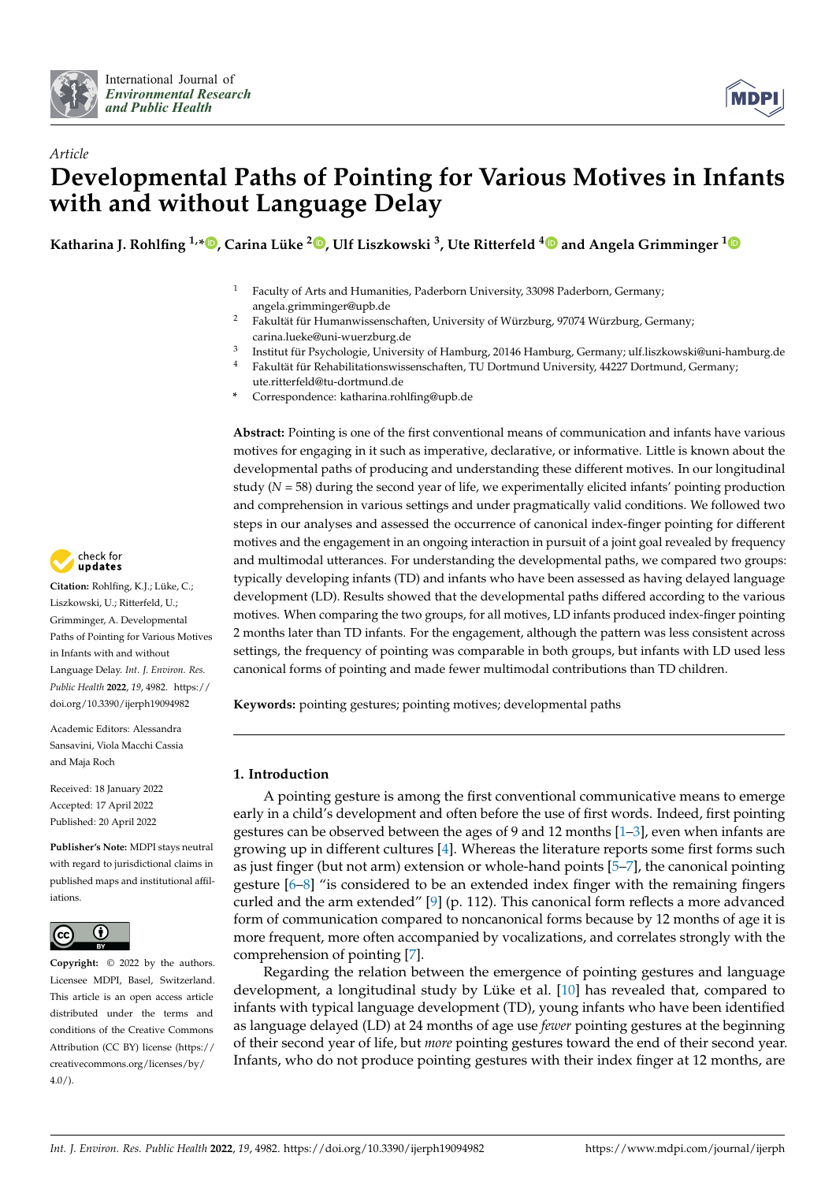*Article*

# Developmental Paths of Pointing for Various Motives in Infants with and without Language Delay

**Katharina J. Rohlfing [1,*], Carina Lüke [2], Ulf Liszkowski [3], Ute Ritterfeld [4] and Angela Grimminger [1]**

[1] Faculty of Arts and Humanities, Paderborn University, 33098 Paderborn, Germany; angela.grimminger@upb.de

[2] Fakultät für Humanwissenschaften, University of Würzburg, 97074 Würzburg, Germany; carina.lueke@uni-wuerzburg.de

[3] Institut für Psychologie, University of Hamburg, 20146 Hamburg, Germany; ulf.liszkowski@uni-hamburg.de

[4] Fakultät für Rehabilitationswissenschaften, TU Dortmund University, 44227 Dortmund, Germany; ute.ritterfeld@tu-dortmund.de

* Correspondence: katharina.rohlfing@upb.de

**Abstract:** Pointing is one of the first conventional means of communication and infants have various motives for engaging in it such as imperative, declarative, or informative. Little is known about the developmental paths of producing and understanding these different motives. In our longitudinal study ($N = 58$) during the second year of life, we experimentally elicited infants' pointing production and comprehension in various settings and under pragmatically valid conditions. We followed two steps in our analyses and assessed the occurrence of canonical index-finger pointing for different motives and the engagement in an ongoing interaction in pursuit of a joint goal revealed by frequency and multimodal utterances. For understanding the developmental paths, we compared two groups: typically developing infants (TD) and infants who have been assessed as having delayed language development (LD). Results showed that the developmental paths differed according to the various motives. When comparing the two groups, for all motives, LD infants produced index-finger pointing 2 months later than TD infants. For the engagement, although the pattern was less consistent across settings, the frequency of pointing was comparable in both groups, but infants with LD used less canonical forms of pointing and made fewer multimodal contributions than TD children.

**Keywords:** pointing gestures; pointing motives; developmental paths

**Citation:** Rohlfing, K.J.; Lüke, C.; Liszkowski, U.; Ritterfeld, U.; Grimminger, A. Developmental Paths of Pointing for Various Motives in Infants with and without Language Delay. *Int. J. Environ. Res. Public Health* **2022**, *19*, 4982. https://doi.org/10.3390/ijerph19094982

Academic Editors: Alessandra Sansavini, Viola Macchi Cassia and Maja Roch

Received: 18 January 2022
Accepted: 17 April 2022
Published: 20 April 2022

**Publisher's Note:** MDPI stays neutral with regard to jurisdictional claims in published maps and institutional affiliations.

**Copyright:** © 2022 by the authors. Licensee MDPI, Basel, Switzerland. This article is an open access article distributed under the terms and conditions of the Creative Commons Attribution (CC BY) license (https://creativecommons.org/licenses/by/4.0/).

## 1. Introduction

A pointing gesture is among the first conventional communicative means to emerge early in a child's development and often before the use of first words. Indeed, first pointing gestures can be observed between the ages of 9 and 12 months [1–3], even when infants are growing up in different cultures [4]. Whereas the literature reports some first forms such as just finger (but not arm) extension or whole-hand points [5–7], the canonical pointing gesture [6–8] "is considered to be an extended index finger with the remaining fingers curled and the arm extended" [9] (p. 112). This canonical form reflects a more advanced form of communication compared to noncanonical forms because by 12 months of age it is more frequent, more often accompanied by vocalizations, and correlates strongly with the comprehension of pointing [7].

Regarding the relation between the emergence of pointing gestures and language development, a longitudinal study by Lüke et al. [10] has revealed that, compared to infants with typical language development (TD), young infants who have been identified as language delayed (LD) at 24 months of age use *fewer* pointing gestures at the beginning of their second year of life, but *more* pointing gestures toward the end of their second year. Infants, who do not produce pointing gestures with their index finger at 12 months, are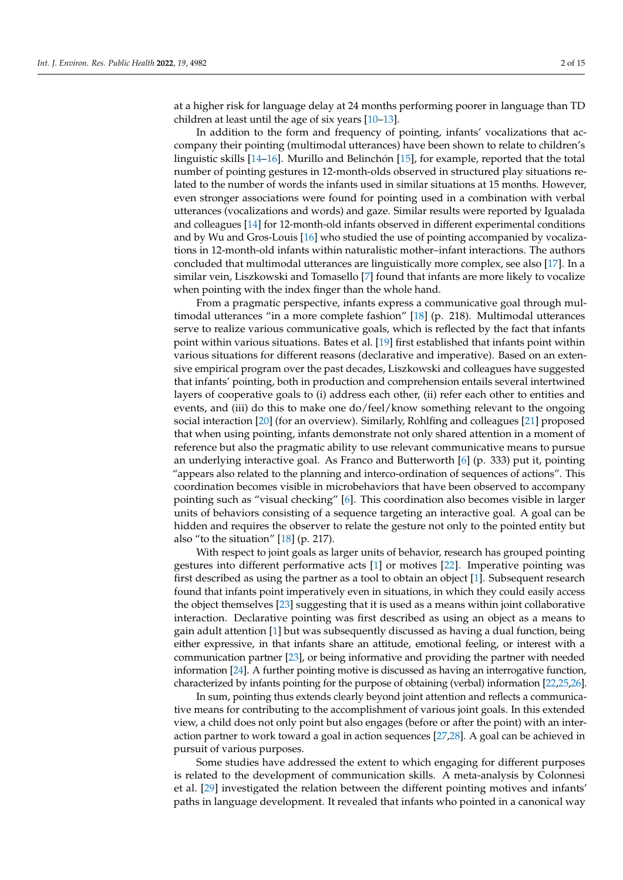at a higher risk for language delay at 24 months performing poorer in language than TD children at least until the age of six years [10–13].

In addition to the form and frequency of pointing, infants' vocalizations that accompany their pointing (multimodal utterances) have been shown to relate to children's linguistic skills [14–16]. Murillo and Belinchón [15], for example, reported that the total number of pointing gestures in 12-month-olds observed in structured play situations related to the number of words the infants used in similar situations at 15 months. However, even stronger associations were found for pointing used in a combination with verbal utterances (vocalizations and words) and gaze. Similar results were reported by Igualada and colleagues [14] for 12-month-old infants observed in different experimental conditions and by Wu and Gros-Louis [16] who studied the use of pointing accompanied by vocalizations in 12-month-old infants within naturalistic mother–infant interactions. The authors concluded that multimodal utterances are linguistically more complex, see also [17]. In a similar vein, Liszkowski and Tomasello [7] found that infants are more likely to vocalize when pointing with the index finger than the whole hand.

From a pragmatic perspective, infants express a communicative goal through multimodal utterances "in a more complete fashion" [18] (p. 218). Multimodal utterances serve to realize various communicative goals, which is reflected by the fact that infants point within various situations. Bates et al. [19] first established that infants point within various situations for different reasons (declarative and imperative). Based on an extensive empirical program over the past decades, Liszkowski and colleagues have suggested that infants' pointing, both in production and comprehension entails several intertwined layers of cooperative goals to (i) address each other, (ii) refer each other to entities and events, and (iii) do this to make one do/feel/know something relevant to the ongoing social interaction [20] (for an overview). Similarly, Rohlfing and colleagues [21] proposed that when using pointing, infants demonstrate not only shared attention in a moment of reference but also the pragmatic ability to use relevant communicative means to pursue an underlying interactive goal. As Franco and Butterworth [6] (p. 333) put it, pointing "appears also related to the planning and interco-ordination of sequences of actions". This coordination becomes visible in microbehaviors that have been observed to accompany pointing such as "visual checking" [6]. This coordination also becomes visible in larger units of behaviors consisting of a sequence targeting an interactive goal. A goal can be hidden and requires the observer to relate the gesture not only to the pointed entity but also "to the situation" [18] (p. 217).

With respect to joint goals as larger units of behavior, research has grouped pointing gestures into different performative acts [1] or motives [22]. Imperative pointing was first described as using the partner as a tool to obtain an object [1]. Subsequent research found that infants point imperatively even in situations, in which they could easily access the object themselves [23] suggesting that it is used as a means within joint collaborative interaction. Declarative pointing was first described as using an object as a means to gain adult attention [1] but was subsequently discussed as having a dual function, being either expressive, in that infants share an attitude, emotional feeling, or interest with a communication partner [23], or being informative and providing the partner with needed information [24]. A further pointing motive is discussed as having an interrogative function, characterized by infants pointing for the purpose of obtaining (verbal) information [22,25,26].

In sum, pointing thus extends clearly beyond joint attention and reflects a communicative means for contributing to the accomplishment of various joint goals. In this extended view, a child does not only point but also engages (before or after the point) with an interaction partner to work toward a goal in action sequences [27,28]. A goal can be achieved in pursuit of various purposes.

Some studies have addressed the extent to which engaging for different purposes is related to the development of communication skills. A meta-analysis by Colonnesi et al. [29] investigated the relation between the different pointing motives and infants' paths in language development. It revealed that infants who pointed in a canonical way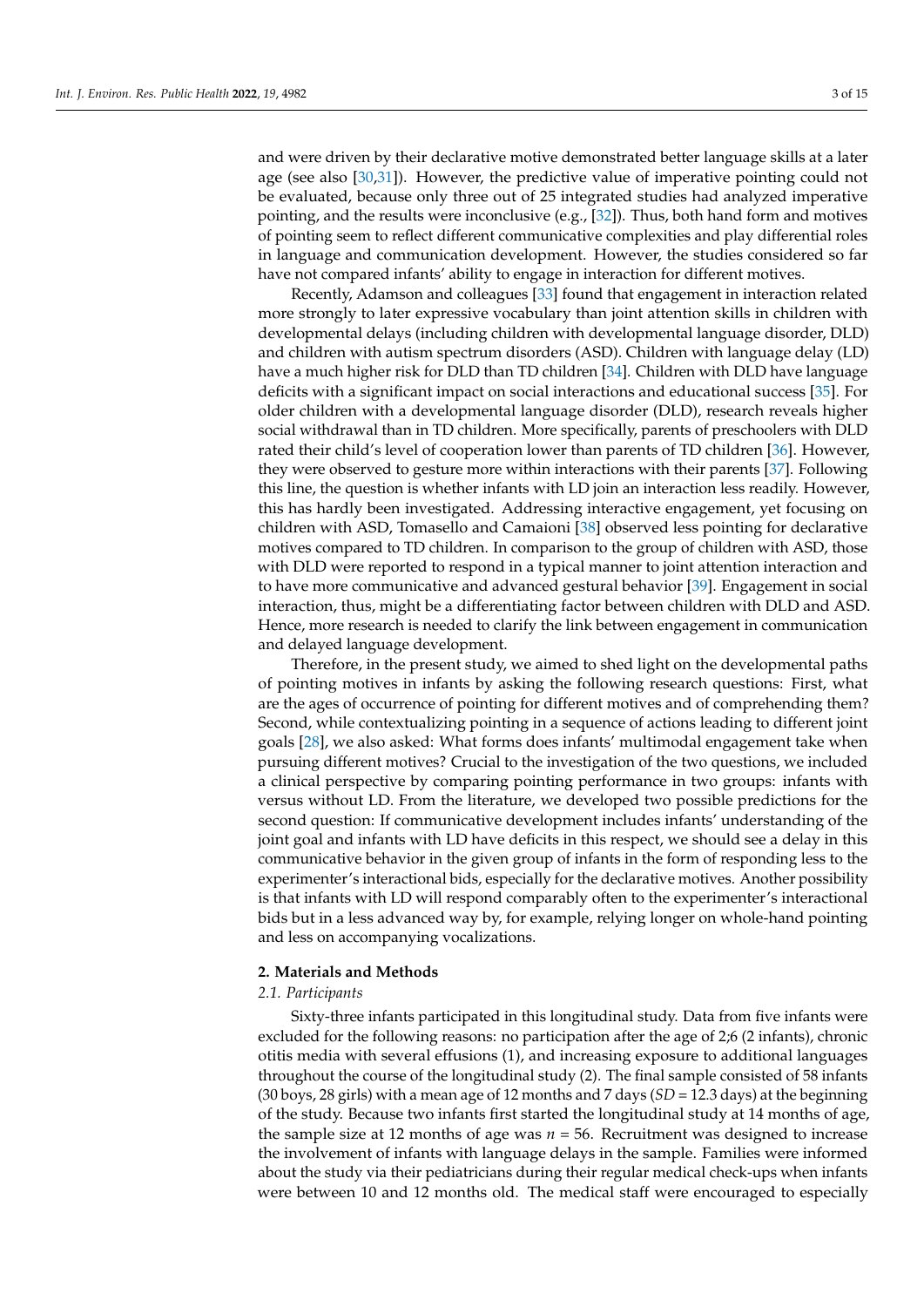and were driven by their declarative motive demonstrated better language skills at a later age (see also [30,31]). However, the predictive value of imperative pointing could not be evaluated, because only three out of 25 integrated studies had analyzed imperative pointing, and the results were inconclusive (e.g., [32]). Thus, both hand form and motives of pointing seem to reflect different communicative complexities and play differential roles in language and communication development. However, the studies considered so far have not compared infants' ability to engage in interaction for different motives.

Recently, Adamson and colleagues [33] found that engagement in interaction related more strongly to later expressive vocabulary than joint attention skills in children with developmental delays (including children with developmental language disorder, DLD) and children with autism spectrum disorders (ASD). Children with language delay (LD) have a much higher risk for DLD than TD children [34]. Children with DLD have language deficits with a significant impact on social interactions and educational success [35]. For older children with a developmental language disorder (DLD), research reveals higher social withdrawal than in TD children. More specifically, parents of preschoolers with DLD rated their child's level of cooperation lower than parents of TD children [36]. However, they were observed to gesture more within interactions with their parents [37]. Following this line, the question is whether infants with LD join an interaction less readily. However, this has hardly been investigated. Addressing interactive engagement, yet focusing on children with ASD, Tomasello and Camaioni [38] observed less pointing for declarative motives compared to TD children. In comparison to the group of children with ASD, those with DLD were reported to respond in a typical manner to joint attention interaction and to have more communicative and advanced gestural behavior [39]. Engagement in social interaction, thus, might be a differentiating factor between children with DLD and ASD. Hence, more research is needed to clarify the link between engagement in communication and delayed language development.

Therefore, in the present study, we aimed to shed light on the developmental paths of pointing motives in infants by asking the following research questions: First, what are the ages of occurrence of pointing for different motives and of comprehending them? Second, while contextualizing pointing in a sequence of actions leading to different joint goals [28], we also asked: What forms does infants' multimodal engagement take when pursuing different motives? Crucial to the investigation of the two questions, we included a clinical perspective by comparing pointing performance in two groups: infants with versus without LD. From the literature, we developed two possible predictions for the second question: If communicative development includes infants' understanding of the joint goal and infants with LD have deficits in this respect, we should see a delay in this communicative behavior in the given group of infants in the form of responding less to the experimenter's interactional bids, especially for the declarative motives. Another possibility is that infants with LD will respond comparably often to the experimenter's interactional bids but in a less advanced way by, for example, relying longer on whole-hand pointing and less on accompanying vocalizations.

## 2. Materials and Methods

### 2.1. Participants

Sixty-three infants participated in this longitudinal study. Data from five infants were excluded for the following reasons: no participation after the age of 2;6 (2 infants), chronic otitis media with several effusions (1), and increasing exposure to additional languages throughout the course of the longitudinal study (2). The final sample consisted of 58 infants (30 boys, 28 girls) with a mean age of 12 months and 7 days (*SD* = 12.3 days) at the beginning of the study. Because two infants first started the longitudinal study at 14 months of age, the sample size at 12 months of age was $n$ = 56. Recruitment was designed to increase the involvement of infants with language delays in the sample. Families were informed about the study via their pediatricians during their regular medical check-ups when infants were between 10 and 12 months old. The medical staff were encouraged to especially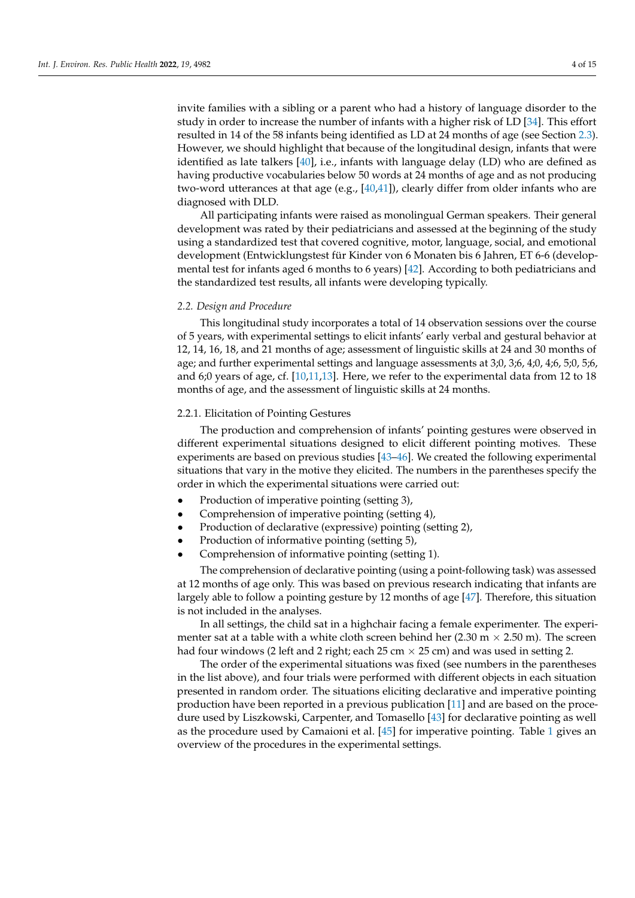invite families with a sibling or a parent who had a history of language disorder to the study in order to increase the number of infants with a higher risk of LD [34]. This effort resulted in 14 of the 58 infants being identified as LD at 24 months of age (see Section 2.3). However, we should highlight that because of the longitudinal design, infants that were identified as late talkers [40], i.e., infants with language delay (LD) who are defined as having productive vocabularies below 50 words at 24 months of age and as not producing two-word utterances at that age (e.g., [40,41]), clearly differ from older infants who are diagnosed with DLD.

All participating infants were raised as monolingual German speakers. Their general development was rated by their pediatricians and assessed at the beginning of the study using a standardized test that covered cognitive, motor, language, social, and emotional development (Entwicklungstest für Kinder von 6 Monaten bis 6 Jahren, ET 6-6 (developmental test for infants aged 6 months to 6 years) [42]. According to both pediatricians and the standardized test results, all infants were developing typically.

### 2.2. Design and Procedure

This longitudinal study incorporates a total of 14 observation sessions over the course of 5 years, with experimental settings to elicit infants' early verbal and gestural behavior at 12, 14, 16, 18, and 21 months of age; assessment of linguistic skills at 24 and 30 months of age; and further experimental settings and language assessments at 3;0, 3;6, 4;0, 4;6, 5;0, 5;6, and 6;0 years of age, cf. [10,11,13]. Here, we refer to the experimental data from 12 to 18 months of age, and the assessment of linguistic skills at 24 months.

#### 2.2.1. Elicitation of Pointing Gestures

The production and comprehension of infants' pointing gestures were observed in different experimental situations designed to elicit different pointing motives. These experiments are based on previous studies [43–46]. We created the following experimental situations that vary in the motive they elicited. The numbers in the parentheses specify the order in which the experimental situations were carried out:

- Production of imperative pointing (setting 3),
- Comprehension of imperative pointing (setting 4),
- Production of declarative (expressive) pointing (setting 2),
- Production of informative pointing (setting 5),
- Comprehension of informative pointing (setting 1).

The comprehension of declarative pointing (using a point-following task) was assessed at 12 months of age only. This was based on previous research indicating that infants are largely able to follow a pointing gesture by 12 months of age [47]. Therefore, this situation is not included in the analyses.

In all settings, the child sat in a highchair facing a female experimenter. The experimenter sat at a table with a white cloth screen behind her (2.30 m × 2.50 m). The screen had four windows (2 left and 2 right; each 25 cm × 25 cm) and was used in setting 2.

The order of the experimental situations was fixed (see numbers in the parentheses in the list above), and four trials were performed with different objects in each situation presented in random order. The situations eliciting declarative and imperative pointing production have been reported in a previous publication [11] and are based on the procedure used by Liszkowski, Carpenter, and Tomasello [43] for declarative pointing as well as the procedure used by Camaioni et al. [45] for imperative pointing. Table 1 gives an overview of the procedures in the experimental settings.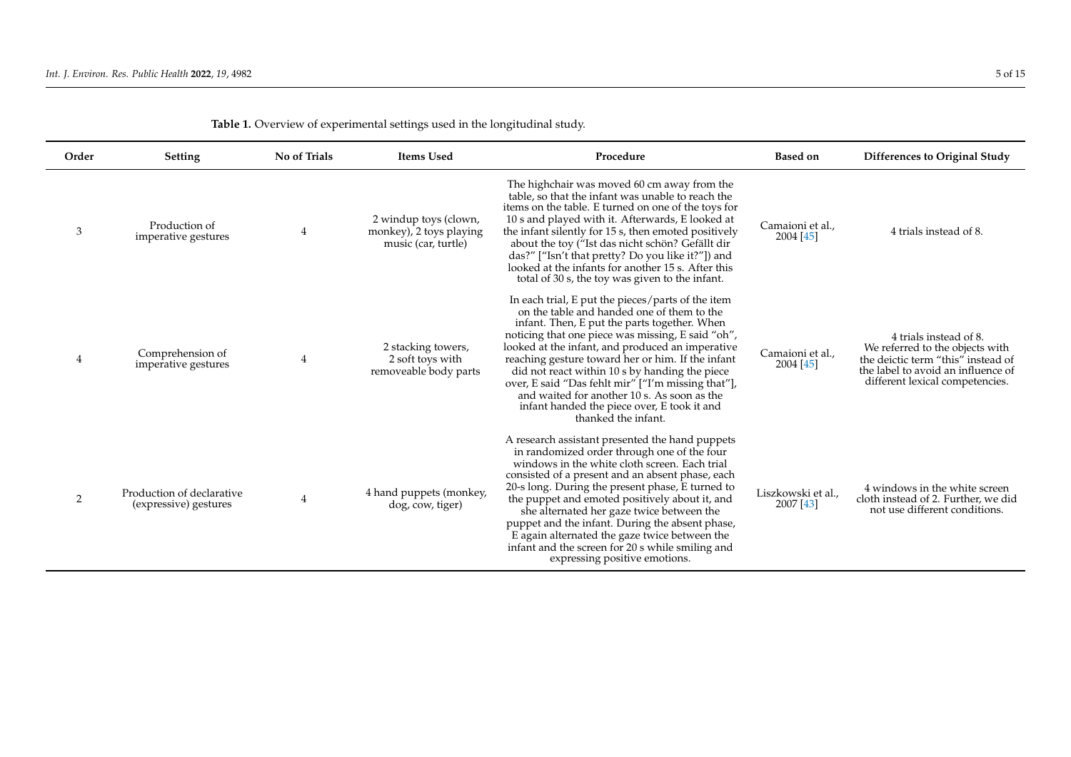**Table 1.** Overview of experimental settings used in the longitudinal study.

| Order | Setting | No of Trials | Items Used | Procedure | Based on | Differences to Original Study |
|---|---|---|---|---|---|---|
| 3 | Production of imperative gestures | 4 | 2 windup toys (clown, monkey), 2 toys playing music (car, turtle) | The highchair was moved 60 cm away from the table, so that the infant was unable to reach the items on the table. E turned on one of the toys for 10 s and played with it. Afterwards, E looked at the infant silently for 15 s, then emoted positively about the toy ("Ist das nicht schön? Gefällt dir das?" ["Isn't that pretty? Do you like it?"]) and looked at the infants for another 15 s. After this total of 30 s, the toy was given to the infant. | Camaioni et al., 2004 [45] | 4 trials instead of 8. |
| 4 | Comprehension of imperative gestures | 4 | 2 stacking towers, 2 soft toys with removeable body parts | In each trial, E put the pieces/parts of the item on the table and handed one of them to the infant. Then, E put the parts together. When noticing that one piece was missing, E said "oh", looked at the infant, and produced an imperative reaching gesture toward her or him. If the infant did not react within 10 s by handing the piece over, E said "Das fehlt mir" ["I'm missing that"], and waited for another 10 s. As soon as the infant handed the piece over, E took it and thanked the infant. | Camaioni et al., 2004 [45] | 4 trials instead of 8. We referred to the objects with the deictic term "this" instead of the label to avoid an influence of different lexical competencies. |
| 2 | Production of declarative (expressive) gestures | 4 | 4 hand puppets (monkey, dog, cow, tiger) | A research assistant presented the hand puppets in randomized order through one of the four windows in the white cloth screen. Each trial consisted of a present and an absent phase, each 20-s long. During the present phase, E turned to the puppet and emoted positively about it, and she alternated her gaze twice between the puppet and the infant. During the absent phase, E again alternated the gaze twice between the infant and the screen for 20 s while smiling and expressing positive emotions. | Liszkowski et al., 2007 [43] | 4 windows in the white screen cloth instead of 2. Further, we did not use different conditions. |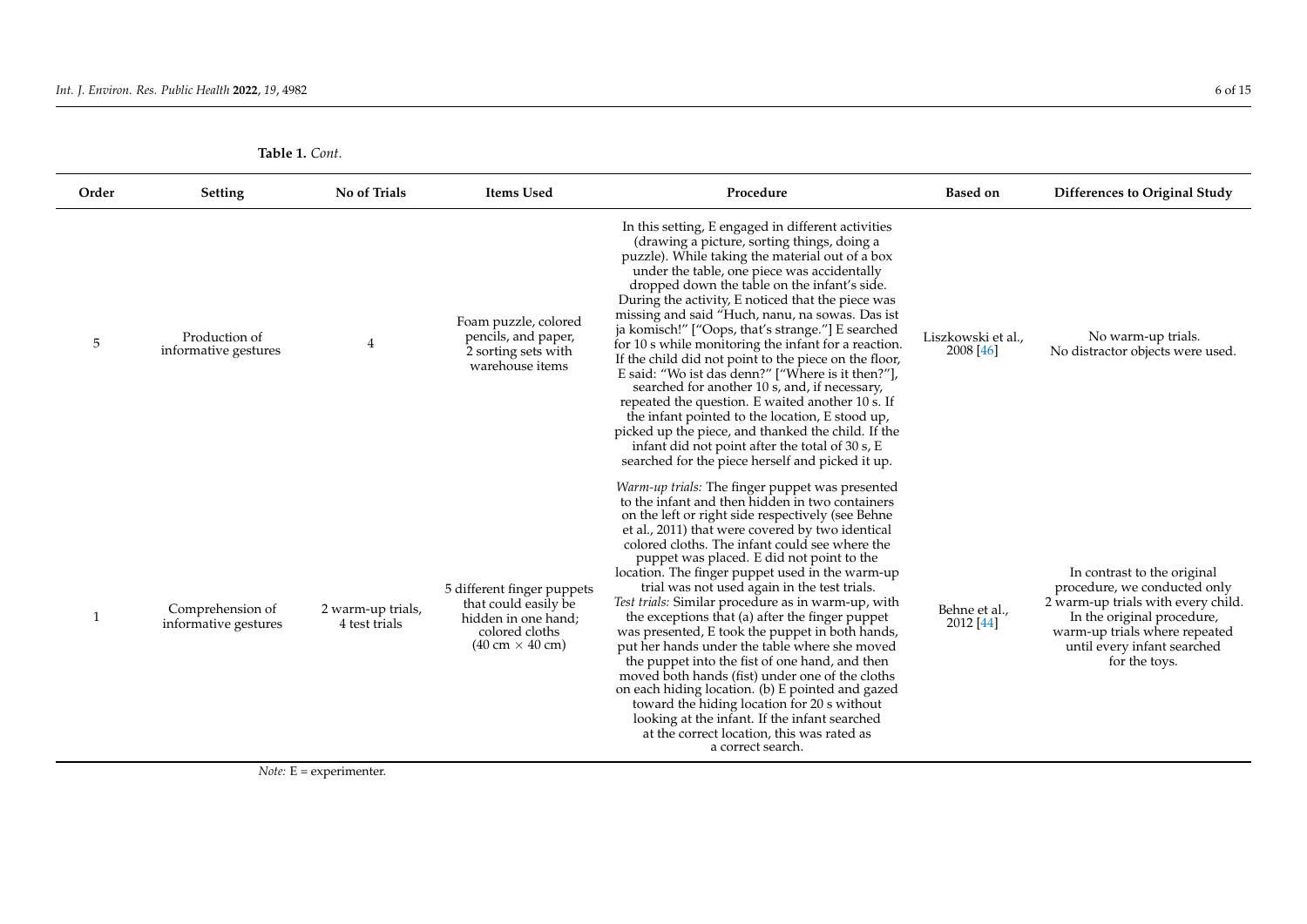**Table 1.** *Cont.*

| Order | Setting | No of Trials | Items Used | Procedure | Based on | Differences to Original Study |
|---|---|---|---|---|---|---|
| 5 | Production of informative gestures | 4 | Foam puzzle, colored pencils, and paper, 2 sorting sets with warehouse items | In this setting, E engaged in different activities (drawing a picture, sorting things, doing a puzzle). While taking the material out of a box under the table, one piece was accidentally dropped down the table on the infant's side. During the activity, E noticed that the piece was missing and said "Huch, nanu, na sowas. Das ist ja komisch!" ["Oops, that's strange."] E searched for 10 s while monitoring the infant for a reaction. If the child did not point to the piece on the floor, E said: "Wo ist das denn?" ["Where is it then?"], searched for another 10 s, and, if necessary, repeated the question. E waited another 10 s. If the infant pointed to the location, E stood up, picked up the piece, and thanked the child. If the infant did not point after the total of 30 s, E searched for the piece herself and picked it up. | Liszkowski et al., 2008 [46] | No warm-up trials. No distractor objects were used. |
| 1 | Comprehension of informative gestures | 2 warm-up trials, 4 test trials | 5 different finger puppets that could easily be hidden in one hand; colored cloths (40 cm × 40 cm) | *Warm-up trials:* The finger puppet was presented to the infant and then hidden in two containers on the left or right side respectively (see Behne et al., 2011) that were covered by two identical colored cloths. The infant could see where the puppet was placed. E did not point to the location. The finger puppet used in the warm-up trial was not used again in the test trials. *Test trials:* Similar procedure as in warm-up, with the exceptions that (a) after the finger puppet was presented, E took the puppet in both hands, put her hands under the table where she moved the puppet into the fist of one hand, and then moved both hands (fist) under one of the cloths on each hiding location. (b) E pointed and gazed toward the hiding location for 20 s without looking at the infant. If the infant searched at the correct location, this was rated as a correct search. | Behne et al., 2012 [44] | In contrast to the original procedure, we conducted only 2 warm-up trials with every child. In the original procedure, warm-up trials where repeated until every infant searched for the toys. |

*Note:* E = experimenter.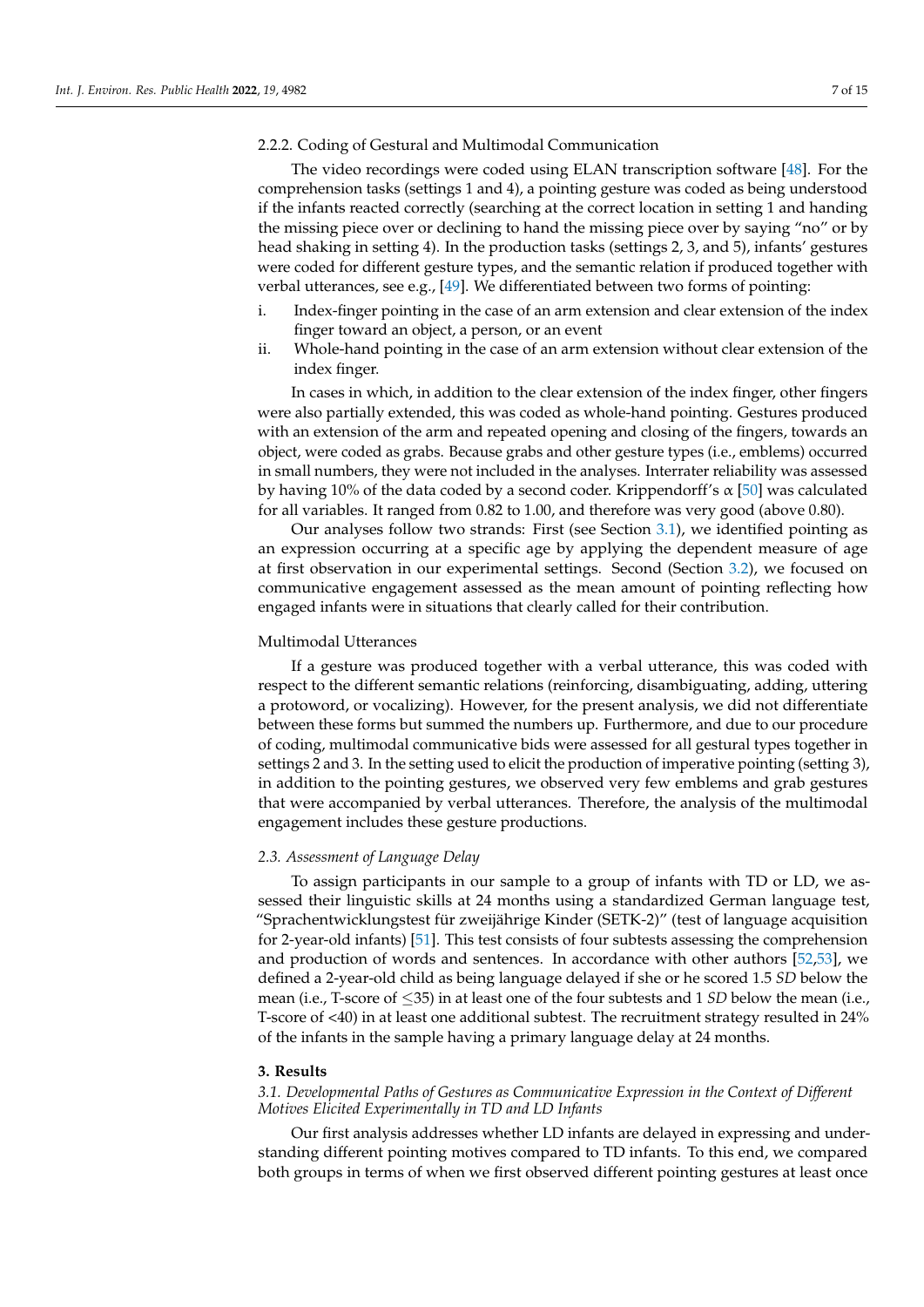#### 2.2.2. Coding of Gestural and Multimodal Communication

The video recordings were coded using ELAN transcription software [48]. For the comprehension tasks (settings 1 and 4), a pointing gesture was coded as being understood if the infants reacted correctly (searching at the correct location in setting 1 and handing the missing piece over or declining to hand the missing piece over by saying "no" or by head shaking in setting 4). In the production tasks (settings 2, 3, and 5), infants' gestures were coded for different gesture types, and the semantic relation if produced together with verbal utterances, see e.g., [49]. We differentiated between two forms of pointing:

i. Index-finger pointing in the case of an arm extension and clear extension of the index finger toward an object, a person, or an event
ii. Whole-hand pointing in the case of an arm extension without clear extension of the index finger.

In cases in which, in addition to the clear extension of the index finger, other fingers were also partially extended, this was coded as whole-hand pointing. Gestures produced with an extension of the arm and repeated opening and closing of the fingers, towards an object, were coded as grabs. Because grabs and other gesture types (i.e., emblems) occurred in small numbers, they were not included in the analyses. Interrater reliability was assessed by having 10% of the data coded by a second coder. Krippendorff's $\alpha$ [50] was calculated for all variables. It ranged from 0.82 to 1.00, and therefore was very good (above 0.80).

Our analyses follow two strands: First (see Section 3.1), we identified pointing as an expression occurring at a specific age by applying the dependent measure of age at first observation in our experimental settings. Second (Section 3.2), we focused on communicative engagement assessed as the mean amount of pointing reflecting how engaged infants were in situations that clearly called for their contribution.

Multimodal Utterances

If a gesture was produced together with a verbal utterance, this was coded with respect to the different semantic relations (reinforcing, disambiguating, adding, uttering a protoword, or vocalizing). However, for the present analysis, we did not differentiate between these forms but summed the numbers up. Furthermore, and due to our procedure of coding, multimodal communicative bids were assessed for all gestural types together in settings 2 and 3. In the setting used to elicit the production of imperative pointing (setting 3), in addition to the pointing gestures, we observed very few emblems and grab gestures that were accompanied by verbal utterances. Therefore, the analysis of the multimodal engagement includes these gesture productions.

### *2.3. Assessment of Language Delay*

To assign participants in our sample to a group of infants with TD or LD, we assessed their linguistic skills at 24 months using a standardized German language test, "Sprachentwicklungstest für zweijährige Kinder (SETK-2)" (test of language acquisition for 2-year-old infants) [51]. This test consists of four subtests assessing the comprehension and production of words and sentences. In accordance with other authors [52,53], we defined a 2-year-old child as being language delayed if she or he scored 1.5 *SD* below the mean (i.e., T-score of $\leq$35) in at least one of the four subtests and 1 *SD* below the mean (i.e., T-score of <40) in at least one additional subtest. The recruitment strategy resulted in 24% of the infants in the sample having a primary language delay at 24 months.

## **3. Results**

### *3.1. Developmental Paths of Gestures as Communicative Expression in the Context of Different Motives Elicited Experimentally in TD and LD Infants*

Our first analysis addresses whether LD infants are delayed in expressing and understanding different pointing motives compared to TD infants. To this end, we compared both groups in terms of when we first observed different pointing gestures at least once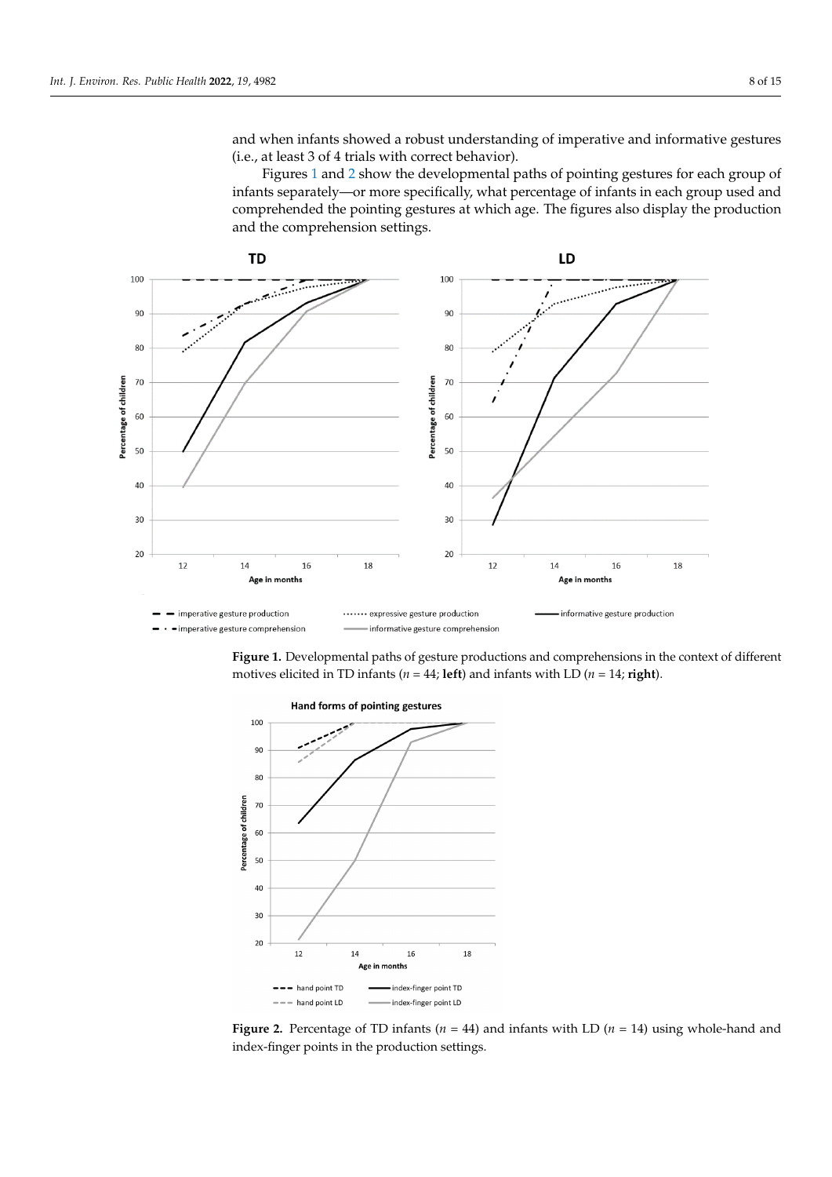and when infants showed a robust understanding of imperative and informative gestures (i.e., at least 3 of 4 trials with correct behavior).

Figures 1 and 2 show the developmental paths of pointing gestures for each group of infants separately—or more specifically, what percentage of infants in each group used and comprehended the pointing gestures at which age. The figures also display the production and the comprehension settings.

**Figure 1.** Developmental paths of gesture productions and comprehensions in the context of different motives elicited in TD infants ($n$ = 44; **left**) and infants with LD ($n$ = 14; **right**).

**Figure 2.** Percentage of TD infants ($n$ = 44) and infants with LD ($n$ = 14) using whole-hand and index-finger points in the production settings.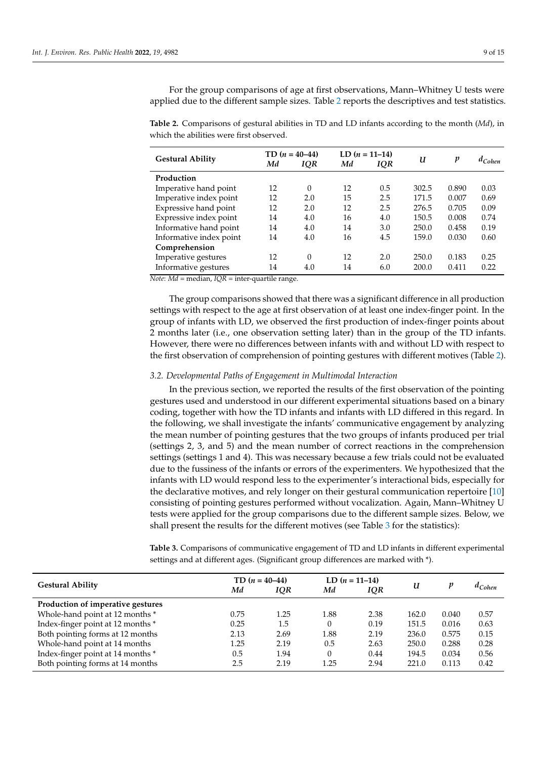For the group comparisons of age at first observations, Mann–Whitney U tests were applied due to the different sample sizes. Table 2 reports the descriptives and test statistics.

**Table 2.** Comparisons of gestural abilities in TD and LD infants according to the month (*Md*), in which the abilities were first observed.

| Gestural Ability | TD ($n$ = 40–44) | | LD ($n$ = 11–14) | | $U$ | $p$ | $d_{Cohen}$ |
|---|---|---|---|---|---|---|---|
| | *Md* | *IQR* | *Md* | *IQR* | | | |
| **Production** | | | | | | | |
| Imperative hand point | 12 | 0 | 12 | 0.5 | 302.5 | 0.890 | 0.03 |
| Imperative index point | 12 | 2.0 | 15 | 2.5 | 171.5 | 0.007 | 0.69 |
| Expressive hand point | 12 | 2.0 | 12 | 2.5 | 276.5 | 0.705 | 0.09 |
| Expressive index point | 14 | 4.0 | 16 | 4.0 | 150.5 | 0.008 | 0.74 |
| Informative hand point | 14 | 4.0 | 14 | 3.0 | 250.0 | 0.458 | 0.19 |
| Informative index point | 14 | 4.0 | 16 | 4.5 | 159.0 | 0.030 | 0.60 |
| **Comprehension** | | | | | | | |
| Imperative gestures | 12 | 0 | 12 | 2.0 | 250.0 | 0.183 | 0.25 |
| Informative gestures | 14 | 4.0 | 14 | 6.0 | 200.0 | 0.411 | 0.22 |

*Note*: *Md* = median, *IQR* = inter-quartile range.

The group comparisons showed that there was a significant difference in all production settings with respect to the age at first observation of at least one index-finger point. In the group of infants with LD, we observed the first production of index-finger points about 2 months later (i.e., one observation setting later) than in the group of the TD infants. However, there were no differences between infants with and without LD with respect to the first observation of comprehension of pointing gestures with different motives (Table 2).

### 3.2. Developmental Paths of Engagement in Multimodal Interaction

In the previous section, we reported the results of the first observation of the pointing gestures used and understood in our different experimental situations based on a binary coding, together with how the TD infants and infants with LD differed in this regard. In the following, we shall investigate the infants' communicative engagement by analyzing the mean number of pointing gestures that the two groups of infants produced per trial (settings 2, 3, and 5) and the mean number of correct reactions in the comprehension settings (settings 1 and 4). This was necessary because a few trials could not be evaluated due to the fussiness of the infants or errors of the experimenters. We hypothesized that the infants with LD would respond less to the experimenter's interactional bids, especially for the declarative motives, and rely longer on their gestural communication repertoire [10] consisting of pointing gestures performed without vocalization. Again, Mann–Whitney U tests were applied for the group comparisons due to the different sample sizes. Below, we shall present the results for the different motives (see Table 3 for the statistics):

**Table 3.** Comparisons of communicative engagement of TD and LD infants in different experimental settings and at different ages. (Significant group differences are marked with *).

| Gestural Ability | TD ($n$ = 40–44) | | LD ($n$ = 11–14) | | $U$ | $p$ | $d_{Cohen}$ |
|---|---|---|---|---|---|---|---|
| | *Md* | *IQR* | *Md* | *IQR* | | | |
| **Production of imperative gestures** | | | | | | | |
| Whole-hand point at 12 months * | 0.75 | 1.25 | 1.88 | 2.38 | 162.0 | 0.040 | 0.57 |
| Index-finger point at 12 months * | 0.25 | 1.5 | 0 | 0.19 | 151.5 | 0.016 | 0.63 |
| Both pointing forms at 12 months | 2.13 | 2.69 | 1.88 | 2.19 | 236.0 | 0.575 | 0.15 |
| Whole-hand point at 14 months | 1.25 | 2.19 | 0.5 | 2.63 | 250.0 | 0.288 | 0.28 |
| Index-finger point at 14 months * | 0.5 | 1.94 | 0 | 0.44 | 194.5 | 0.034 | 0.56 |
| Both pointing forms at 14 months | 2.5 | 2.19 | 1.25 | 2.94 | 221.0 | 0.113 | 0.42 |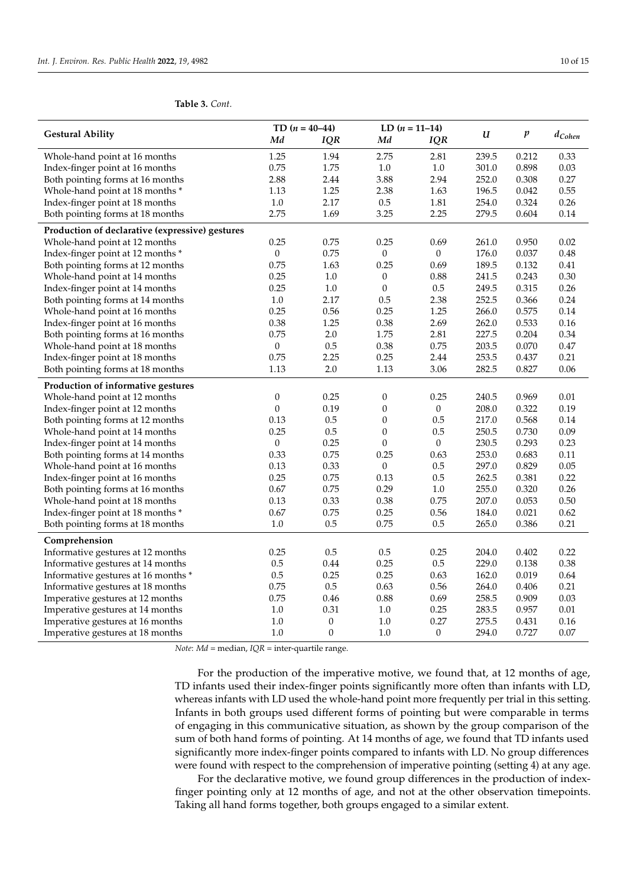**Table 3.** *Cont.*

| Gestural Ability | TD ($n$ = 40–44) | | LD ($n$ = 11–14) | | $U$ | $p$ | $d_{Cohen}$ |
|---|---|---|---|---|---|---|---|
| | *Md* | *IQR* | *Md* | *IQR* | | | |
| Whole-hand point at 16 months | 1.25 | 1.94 | 2.75 | 2.81 | 239.5 | 0.212 | 0.33 |
| Index-finger point at 16 months | 0.75 | 1.75 | 1.0 | 1.0 | 301.0 | 0.898 | 0.03 |
| Both pointing forms at 16 months | 2.88 | 2.44 | 3.88 | 2.94 | 252.0 | 0.308 | 0.27 |
| Whole-hand point at 18 months * | 1.13 | 1.25 | 2.38 | 1.63 | 196.5 | 0.042 | 0.55 |
| Index-finger point at 18 months | 1.0 | 2.17 | 0.5 | 1.81 | 254.0 | 0.324 | 0.26 |
| Both pointing forms at 18 months | 2.75 | 1.69 | 3.25 | 2.25 | 279.5 | 0.604 | 0.14 |
| **Production of declarative (expressive) gestures** | | | | | | | |
| Whole-hand point at 12 months | 0.25 | 0.75 | 0.25 | 0.69 | 261.0 | 0.950 | 0.02 |
| Index-finger point at 12 months * | 0 | 0.75 | 0 | 0 | 176.0 | 0.037 | 0.48 |
| Both pointing forms at 12 months | 0.75 | 1.63 | 0.25 | 0.69 | 189.5 | 0.132 | 0.41 |
| Whole-hand point at 14 months | 0.25 | 1.0 | 0 | 0.88 | 241.5 | 0.243 | 0.30 |
| Index-finger point at 14 months | 0.25 | 1.0 | 0 | 0.5 | 249.5 | 0.315 | 0.26 |
| Both pointing forms at 14 months | 1.0 | 2.17 | 0.5 | 2.38 | 252.5 | 0.366 | 0.24 |
| Whole-hand point at 16 months | 0.25 | 0.56 | 0.25 | 1.25 | 266.0 | 0.575 | 0.14 |
| Index-finger point at 16 months | 0.38 | 1.25 | 0.38 | 2.69 | 262.0 | 0.533 | 0.16 |
| Both pointing forms at 16 months | 0.75 | 2.0 | 1.75 | 2.81 | 227.5 | 0.204 | 0.34 |
| Whole-hand point at 18 months | 0 | 0.5 | 0.38 | 0.75 | 203.5 | 0.070 | 0.47 |
| Index-finger point at 18 months | 0.75 | 2.25 | 0.25 | 2.44 | 253.5 | 0.437 | 0.21 |
| Both pointing forms at 18 months | 1.13 | 2.0 | 1.13 | 3.06 | 282.5 | 0.827 | 0.06 |
| **Production of informative gestures** | | | | | | | |
| Whole-hand point at 12 months | 0 | 0.25 | 0 | 0.25 | 240.5 | 0.969 | 0.01 |
| Index-finger point at 12 months | 0 | 0.19 | 0 | 0 | 208.0 | 0.322 | 0.19 |
| Both pointing forms at 12 months | 0.13 | 0.5 | 0 | 0.5 | 217.0 | 0.568 | 0.14 |
| Whole-hand point at 14 months | 0.25 | 0.5 | 0 | 0.5 | 250.5 | 0.730 | 0.09 |
| Index-finger point at 14 months | 0 | 0.25 | 0 | 0 | 230.5 | 0.293 | 0.23 |
| Both pointing forms at 14 months | 0.33 | 0.75 | 0.25 | 0.63 | 253.0 | 0.683 | 0.11 |
| Whole-hand point at 16 months | 0.13 | 0.33 | 0 | 0.5 | 297.0 | 0.829 | 0.05 |
| Index-finger point at 16 months | 0.25 | 0.75 | 0.13 | 0.5 | 262.5 | 0.381 | 0.22 |
| Both pointing forms at 16 months | 0.67 | 0.75 | 0.29 | 1.0 | 255.0 | 0.320 | 0.26 |
| Whole-hand point at 18 months | 0.13 | 0.33 | 0.38 | 0.75 | 207.0 | 0.053 | 0.50 |
| Index-finger point at 18 months * | 0.67 | 0.75 | 0.25 | 0.56 | 184.0 | 0.021 | 0.62 |
| Both pointing forms at 18 months | 1.0 | 0.5 | 0.75 | 0.5 | 265.0 | 0.386 | 0.21 |
| **Comprehension** | | | | | | | |
| Informative gestures at 12 months | 0.25 | 0.5 | 0.5 | 0.25 | 204.0 | 0.402 | 0.22 |
| Informative gestures at 14 months | 0.5 | 0.44 | 0.25 | 0.5 | 229.0 | 0.138 | 0.38 |
| Informative gestures at 16 months * | 0.5 | 0.25 | 0.25 | 0.63 | 162.0 | 0.019 | 0.64 |
| Informative gestures at 18 months | 0.75 | 0.5 | 0.63 | 0.56 | 264.0 | 0.406 | 0.21 |
| Imperative gestures at 12 months | 0.75 | 0.46 | 0.88 | 0.69 | 258.5 | 0.909 | 0.03 |
| Imperative gestures at 14 months | 1.0 | 0.31 | 1.0 | 0.25 | 283.5 | 0.957 | 0.01 |
| Imperative gestures at 16 months | 1.0 | 0 | 1.0 | 0.27 | 275.5 | 0.431 | 0.16 |
| Imperative gestures at 18 months | 1.0 | 0 | 1.0 | 0 | 294.0 | 0.727 | 0.07 |

*Note*: *Md* = median, *IQR* = inter-quartile range.

For the production of the imperative motive, we found that, at 12 months of age, TD infants used their index-finger points significantly more often than infants with LD, whereas infants with LD used the whole-hand point more frequently per trial in this setting. Infants in both groups used different forms of pointing but were comparable in terms of engaging in this communicative situation, as shown by the group comparison of the sum of both hand forms of pointing. At 14 months of age, we found that TD infants used significantly more index-finger points compared to infants with LD. No group differences were found with respect to the comprehension of imperative pointing (setting 4) at any age.

For the declarative motive, we found group differences in the production of index-finger pointing only at 12 months of age, and not at the other observation timepoints. Taking all hand forms together, both groups engaged to a similar extent.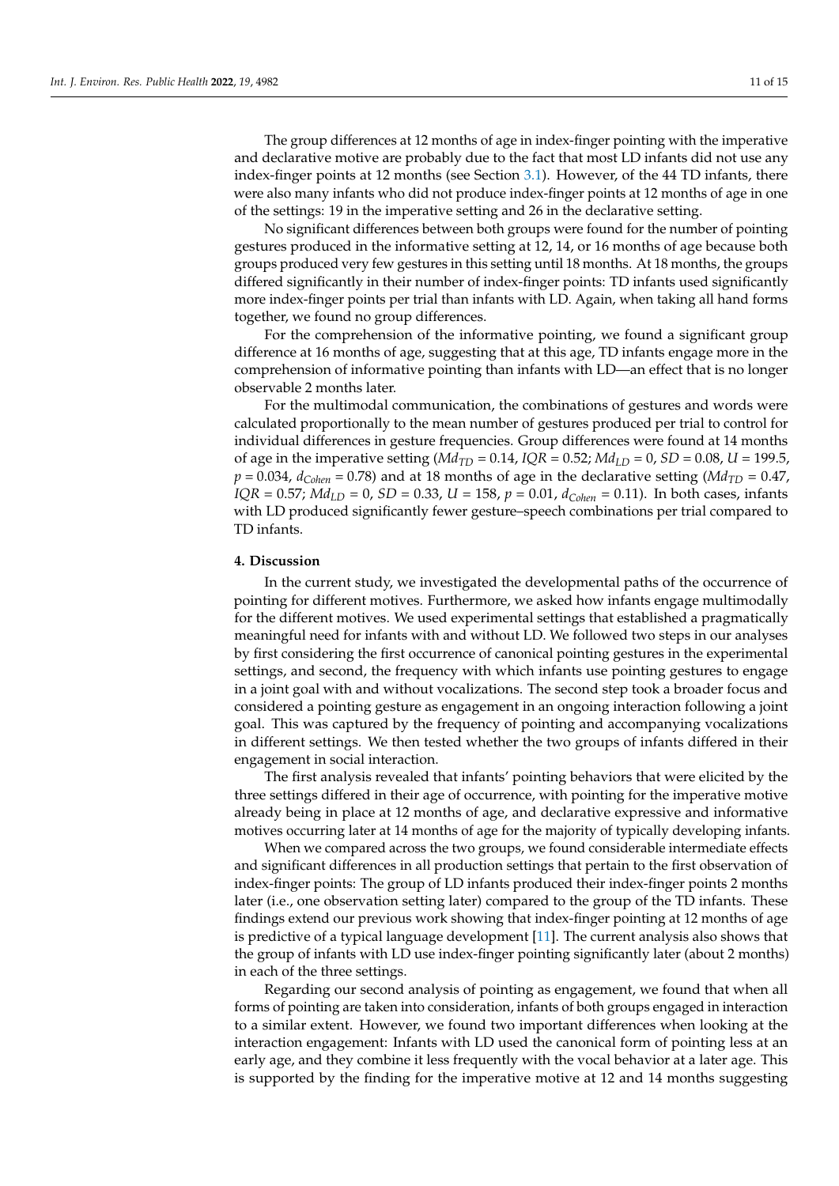The group differences at 12 months of age in index-finger pointing with the imperative and declarative motive are probably due to the fact that most LD infants did not use any index-finger points at 12 months (see Section 3.1). However, of the 44 TD infants, there were also many infants who did not produce index-finger points at 12 months of age in one of the settings: 19 in the imperative setting and 26 in the declarative setting.

No significant differences between both groups were found for the number of pointing gestures produced in the informative setting at 12, 14, or 16 months of age because both groups produced very few gestures in this setting until 18 months. At 18 months, the groups differed significantly in their number of index-finger points: TD infants used significantly more index-finger points per trial than infants with LD. Again, when taking all hand forms together, we found no group differences.

For the comprehension of the informative pointing, we found a significant group difference at 16 months of age, suggesting that at this age, TD infants engage more in the comprehension of informative pointing than infants with LD—an effect that is no longer observable 2 months later.

For the multimodal communication, the combinations of gestures and words were calculated proportionally to the mean number of gestures produced per trial to control for individual differences in gesture frequencies. Group differences were found at 14 months of age in the imperative setting ($Md_{TD}$ = 0.14, $IQR$ = 0.52; $Md_{LD}$ = 0, $SD$ = 0.08, $U$ = 199.5, $p$ = 0.034, $d_{Cohen}$ = 0.78) and at 18 months of age in the declarative setting ($Md_{TD}$ = 0.47, $IQR$ = 0.57; $Md_{LD}$ = 0, $SD$ = 0.33, $U$ = 158, $p$ = 0.01, $d_{Cohen}$ = 0.11). In both cases, infants with LD produced significantly fewer gesture–speech combinations per trial compared to TD infants.

## 4. Discussion

In the current study, we investigated the developmental paths of the occurrence of pointing for different motives. Furthermore, we asked how infants engage multimodally for the different motives. We used experimental settings that established a pragmatically meaningful need for infants with and without LD. We followed two steps in our analyses by first considering the first occurrence of canonical pointing gestures in the experimental settings, and second, the frequency with which infants use pointing gestures to engage in a joint goal with and without vocalizations. The second step took a broader focus and considered a pointing gesture as engagement in an ongoing interaction following a joint goal. This was captured by the frequency of pointing and accompanying vocalizations in different settings. We then tested whether the two groups of infants differed in their engagement in social interaction.

The first analysis revealed that infants' pointing behaviors that were elicited by the three settings differed in their age of occurrence, with pointing for the imperative motive already being in place at 12 months of age, and declarative expressive and informative motives occurring later at 14 months of age for the majority of typically developing infants.

When we compared across the two groups, we found considerable intermediate effects and significant differences in all production settings that pertain to the first observation of index-finger points: The group of LD infants produced their index-finger points 2 months later (i.e., one observation setting later) compared to the group of the TD infants. These findings extend our previous work showing that index-finger pointing at 12 months of age is predictive of a typical language development [11]. The current analysis also shows that the group of infants with LD use index-finger pointing significantly later (about 2 months) in each of the three settings.

Regarding our second analysis of pointing as engagement, we found that when all forms of pointing are taken into consideration, infants of both groups engaged in interaction to a similar extent. However, we found two important differences when looking at the interaction engagement: Infants with LD used the canonical form of pointing less at an early age, and they combine it less frequently with the vocal behavior at a later age. This is supported by the finding for the imperative motive at 12 and 14 months suggesting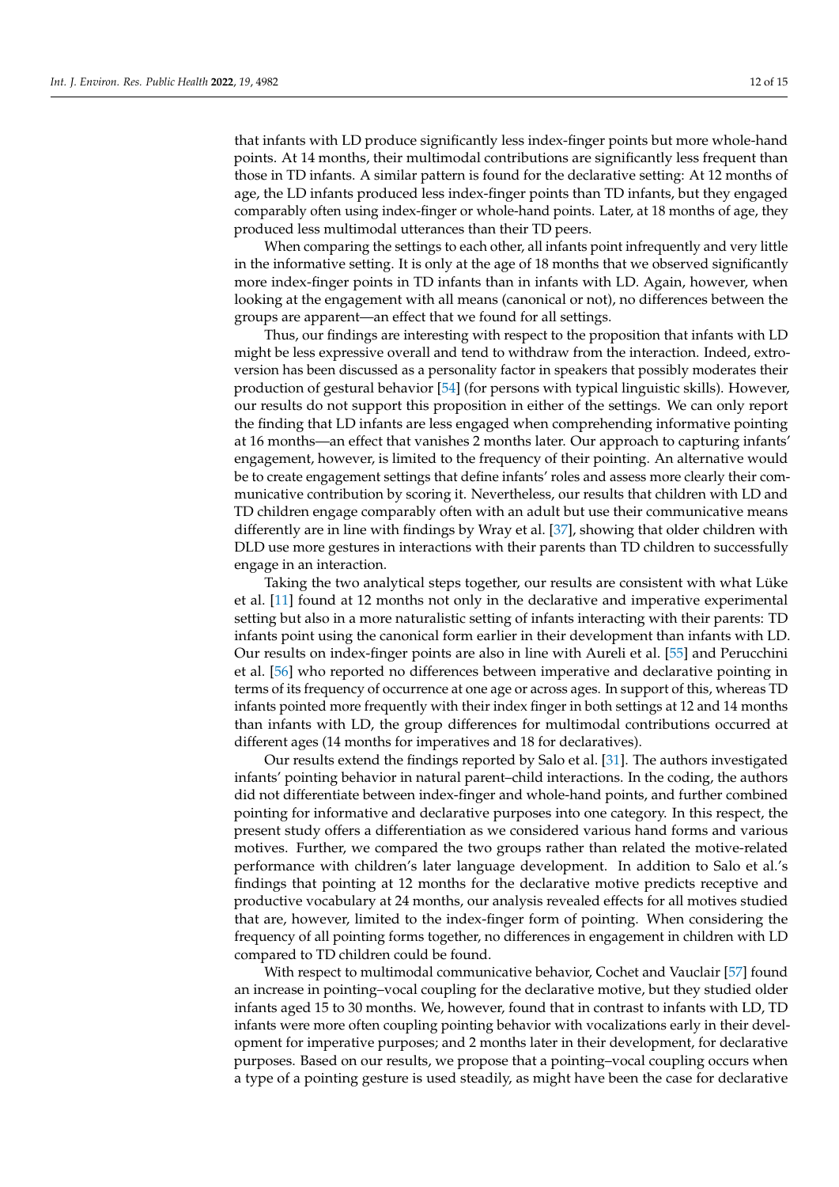that infants with LD produce significantly less index-finger points but more whole-hand points. At 14 months, their multimodal contributions are significantly less frequent than those in TD infants. A similar pattern is found for the declarative setting: At 12 months of age, the LD infants produced less index-finger points than TD infants, but they engaged comparably often using index-finger or whole-hand points. Later, at 18 months of age, they produced less multimodal utterances than their TD peers.

When comparing the settings to each other, all infants point infrequently and very little in the informative setting. It is only at the age of 18 months that we observed significantly more index-finger points in TD infants than in infants with LD. Again, however, when looking at the engagement with all means (canonical or not), no differences between the groups are apparent—an effect that we found for all settings.

Thus, our findings are interesting with respect to the proposition that infants with LD might be less expressive overall and tend to withdraw from the interaction. Indeed, extroversion has been discussed as a personality factor in speakers that possibly moderates their production of gestural behavior [54] (for persons with typical linguistic skills). However, our results do not support this proposition in either of the settings. We can only report the finding that LD infants are less engaged when comprehending informative pointing at 16 months—an effect that vanishes 2 months later. Our approach to capturing infants' engagement, however, is limited to the frequency of their pointing. An alternative would be to create engagement settings that define infants' roles and assess more clearly their communicative contribution by scoring it. Nevertheless, our results that children with LD and TD children engage comparably often with an adult but use their communicative means differently are in line with findings by Wray et al. [37], showing that older children with DLD use more gestures in interactions with their parents than TD children to successfully engage in an interaction.

Taking the two analytical steps together, our results are consistent with what Lüke et al. [11] found at 12 months not only in the declarative and imperative experimental setting but also in a more naturalistic setting of infants interacting with their parents: TD infants point using the canonical form earlier in their development than infants with LD. Our results on index-finger points are also in line with Aureli et al. [55] and Perucchini et al. [56] who reported no differences between imperative and declarative pointing in terms of its frequency of occurrence at one age or across ages. In support of this, whereas TD infants pointed more frequently with their index finger in both settings at 12 and 14 months than infants with LD, the group differences for multimodal contributions occurred at different ages (14 months for imperatives and 18 for declaratives).

Our results extend the findings reported by Salo et al. [31]. The authors investigated infants' pointing behavior in natural parent–child interactions. In the coding, the authors did not differentiate between index-finger and whole-hand points, and further combined pointing for informative and declarative purposes into one category. In this respect, the present study offers a differentiation as we considered various hand forms and various motives. Further, we compared the two groups rather than related the motive-related performance with children's later language development. In addition to Salo et al.'s findings that pointing at 12 months for the declarative motive predicts receptive and productive vocabulary at 24 months, our analysis revealed effects for all motives studied that are, however, limited to the index-finger form of pointing. When considering the frequency of all pointing forms together, no differences in engagement in children with LD compared to TD children could be found.

With respect to multimodal communicative behavior, Cochet and Vauclair [57] found an increase in pointing–vocal coupling for the declarative motive, but they studied older infants aged 15 to 30 months. We, however, found that in contrast to infants with LD, TD infants were more often coupling pointing behavior with vocalizations early in their development for imperative purposes; and 2 months later in their development, for declarative purposes. Based on our results, we propose that a pointing–vocal coupling occurs when a type of a pointing gesture is used steadily, as might have been the case for declarative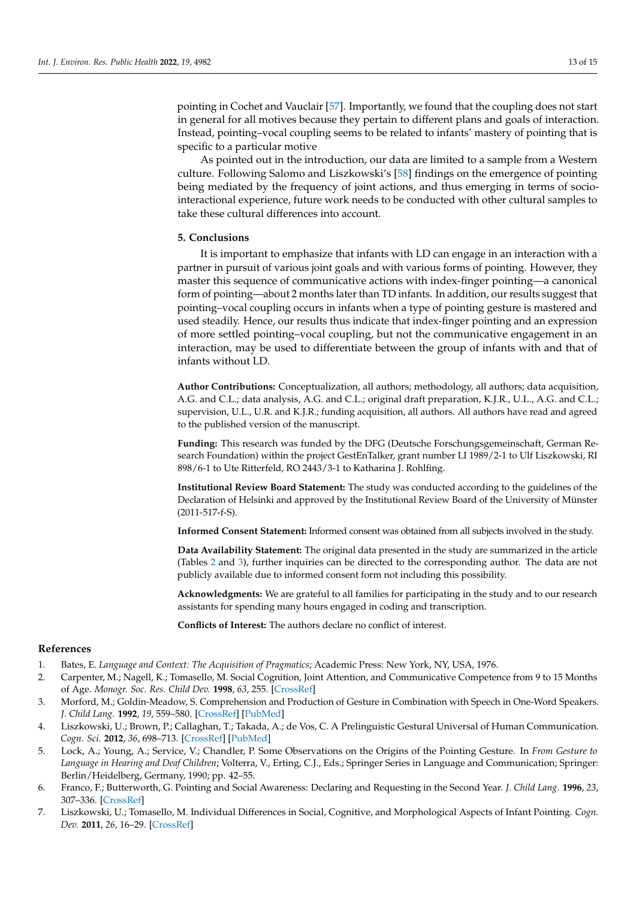pointing in Cochet and Vauclair [57]. Importantly, we found that the coupling does not start in general for all motives because they pertain to different plans and goals of interaction. Instead, pointing–vocal coupling seems to be related to infants' mastery of pointing that is specific to a particular motive

As pointed out in the introduction, our data are limited to a sample from a Western culture. Following Salomo and Liszkowski's [58] findings on the emergence of pointing being mediated by the frequency of joint actions, and thus emerging in terms of socio-interactional experience, future work needs to be conducted with other cultural samples to take these cultural differences into account.

## 5. Conclusions

It is important to emphasize that infants with LD can engage in an interaction with a partner in pursuit of various joint goals and with various forms of pointing. However, they master this sequence of communicative actions with index-finger pointing—a canonical form of pointing—about 2 months later than TD infants. In addition, our results suggest that pointing–vocal coupling occurs in infants when a type of pointing gesture is mastered and used steadily. Hence, our results thus indicate that index-finger pointing and an expression of more settled pointing–vocal coupling, but not the communicative engagement in an interaction, may be used to differentiate between the group of infants with and that of infants without LD.

**Author Contributions:** Conceptualization, all authors; methodology, all authors; data acquisition, A.G. and C.L.; data analysis, A.G. and C.L.; original draft preparation, K.J.R., U.L., A.G. and C.L.; supervision, U.L., U.R. and K.J.R.; funding acquisition, all authors. All authors have read and agreed to the published version of the manuscript.

**Funding:** This research was funded by the DFG (Deutsche Forschungsgemeinschaft, German Research Foundation) within the project GestEnTalker, grant number LI 1989/2-1 to Ulf Liszkowski, RI 898/6-1 to Ute Ritterfeld, RO 2443/3-1 to Katharina J. Rohlfing.

**Institutional Review Board Statement:** The study was conducted according to the guidelines of the Declaration of Helsinki and approved by the Institutional Review Board of the University of Münster (2011-517-f-S).

**Informed Consent Statement:** Informed consent was obtained from all subjects involved in the study.

**Data Availability Statement:** The original data presented in the study are summarized in the article (Tables 2 and 3), further inquiries can be directed to the corresponding author. The data are not publicly available due to informed consent form not including this possibility.

**Acknowledgments:** We are grateful to all families for participating in the study and to our research assistants for spending many hours engaged in coding and transcription.

**Conflicts of Interest:** The authors declare no conflict of interest.

## References

1. Bates, E. *Language and Context: The Acquisition of Pragmatics*; Academic Press: New York, NY, USA, 1976.
2. Carpenter, M.; Nagell, K.; Tomasello, M. Social Cognition, Joint Attention, and Communicative Competence from 9 to 15 Months of Age. *Monogr. Soc. Res. Child Dev.* **1998**, *63*, 255. [CrossRef]
3. Morford, M.; Goldin-Meadow, S. Comprehension and Production of Gesture in Combination with Speech in One-Word Speakers. *J. Child Lang.* **1992**, *19*, 559–580. [CrossRef] [PubMed]
4. Liszkowski, U.; Brown, P.; Callaghan, T.; Takada, A.; de Vos, C. A Prelinguistic Gestural Universal of Human Communication. *Cogn. Sci.* **2012**, *36*, 698–713. [CrossRef] [PubMed]
5. Lock, A.; Young, A.; Service, V.; Chandler, P. Some Observations on the Origins of the Pointing Gesture. In *From Gesture to Language in Hearing and Deaf Children*; Volterra, V., Erting, C.J., Eds.; Springer Series in Language and Communication; Springer: Berlin/Heidelberg, Germany, 1990; pp. 42–55.
6. Franco, F.; Butterworth, G. Pointing and Social Awareness: Declaring and Requesting in the Second Year. *J. Child Lang.* **1996**, *23*, 307–336. [CrossRef]
7. Liszkowski, U.; Tomasello, M. Individual Differences in Social, Cognitive, and Morphological Aspects of Infant Pointing. *Cogn. Dev.* **2011**, *26*, 16–29. [CrossRef]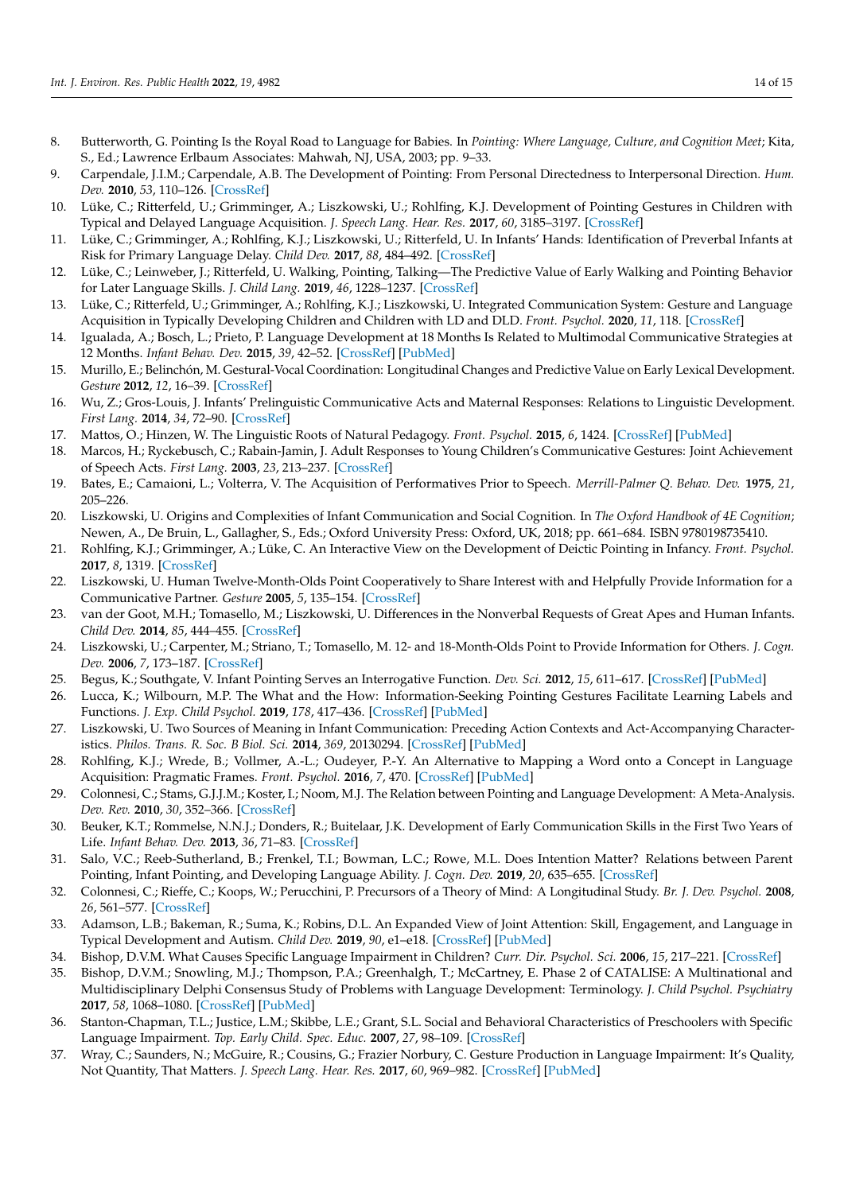8. Butterworth, G. Pointing Is the Royal Road to Language for Babies. In *Pointing: Where Language, Culture, and Cognition Meet*; Kita, S., Ed.; Lawrence Erlbaum Associates: Mahwah, NJ, USA, 2003; pp. 9–33.
9. Carpendale, J.I.M.; Carpendale, A.B. The Development of Pointing: From Personal Directedness to Interpersonal Direction. *Hum. Dev.* **2010**, *53*, 110–126. [CrossRef]
10. Lüke, C.; Ritterfeld, U.; Grimminger, A.; Liszkowski, U.; Rohlfing, K.J. Development of Pointing Gestures in Children with Typical and Delayed Language Acquisition. *J. Speech Lang. Hear. Res.* **2017**, *60*, 3185–3197. [CrossRef]
11. Lüke, C.; Grimminger, A.; Rohlfing, K.J.; Liszkowski, U.; Ritterfeld, U. In Infants' Hands: Identification of Preverbal Infants at Risk for Primary Language Delay. *Child Dev.* **2017**, *88*, 484–492. [CrossRef]
12. Lüke, C.; Leinweber, J.; Ritterfeld, U. Walking, Pointing, Talking—The Predictive Value of Early Walking and Pointing Behavior for Later Language Skills. *J. Child Lang.* **2019**, *46*, 1228–1237. [CrossRef]
13. Lüke, C.; Ritterfeld, U.; Grimminger, A.; Rohlfing, K.J.; Liszkowski, U. Integrated Communication System: Gesture and Language Acquisition in Typically Developing Children and Children with LD and DLD. *Front. Psychol.* **2020**, *11*, 118. [CrossRef]
14. Igualada, A.; Bosch, L.; Prieto, P. Language Development at 18 Months Is Related to Multimodal Communicative Strategies at 12 Months. *Infant Behav. Dev.* **2015**, *39*, 42–52. [CrossRef] [PubMed]
15. Murillo, E.; Belinchón, M. Gestural-Vocal Coordination: Longitudinal Changes and Predictive Value on Early Lexical Development. *Gesture* **2012**, *12*, 16–39. [CrossRef]
16. Wu, Z.; Gros-Louis, J. Infants' Prelinguistic Communicative Acts and Maternal Responses: Relations to Linguistic Development. *First Lang.* **2014**, *34*, 72–90. [CrossRef]
17. Mattos, O.; Hinzen, W. The Linguistic Roots of Natural Pedagogy. *Front. Psychol.* **2015**, *6*, 1424. [CrossRef] [PubMed]
18. Marcos, H.; Ryckebusch, C.; Rabain-Jamin, J. Adult Responses to Young Children's Communicative Gestures: Joint Achievement of Speech Acts. *First Lang.* **2003**, *23*, 213–237. [CrossRef]
19. Bates, E.; Camaioni, L.; Volterra, V. The Acquisition of Performatives Prior to Speech. *Merrill-Palmer Q. Behav. Dev.* **1975**, *21*, 205–226.
20. Liszkowski, U. Origins and Complexities of Infant Communication and Social Cognition. In *The Oxford Handbook of 4E Cognition*; Newen, A., De Bruin, L., Gallagher, S., Eds.; Oxford University Press: Oxford, UK, 2018; pp. 661–684. ISBN 9780198735410.
21. Rohlfing, K.J.; Grimminger, A.; Lüke, C. An Interactive View on the Development of Deictic Pointing in Infancy. *Front. Psychol.* **2017**, *8*, 1319. [CrossRef]
22. Liszkowski, U. Human Twelve-Month-Olds Point Cooperatively to Share Interest with and Helpfully Provide Information for a Communicative Partner. *Gesture* **2005**, *5*, 135–154. [CrossRef]
23. van der Goot, M.H.; Tomasello, M.; Liszkowski, U. Differences in the Nonverbal Requests of Great Apes and Human Infants. *Child Dev.* **2014**, *85*, 444–455. [CrossRef]
24. Liszkowski, U.; Carpenter, M.; Striano, T.; Tomasello, M. 12- and 18-Month-Olds Point to Provide Information for Others. *J. Cogn. Dev.* **2006**, *7*, 173–187. [CrossRef]
25. Begus, K.; Southgate, V. Infant Pointing Serves an Interrogative Function. *Dev. Sci.* **2012**, *15*, 611–617. [CrossRef] [PubMed]
26. Lucca, K.; Wilbourn, M.P. The What and the How: Information-Seeking Pointing Gestures Facilitate Learning Labels and Functions. *J. Exp. Child Psychol.* **2019**, *178*, 417–436. [CrossRef] [PubMed]
27. Liszkowski, U. Two Sources of Meaning in Infant Communication: Preceding Action Contexts and Act-Accompanying Characteristics. *Philos. Trans. R. Soc. B Biol. Sci.* **2014**, *369*, 20130294. [CrossRef] [PubMed]
28. Rohlfing, K.J.; Wrede, B.; Vollmer, A.-L.; Oudeyer, P.-Y. An Alternative to Mapping a Word onto a Concept in Language Acquisition: Pragmatic Frames. *Front. Psychol.* **2016**, *7*, 470. [CrossRef] [PubMed]
29. Colonnesi, C.; Stams, G.J.J.M.; Koster, I.; Noom, M.J. The Relation between Pointing and Language Development: A Meta-Analysis. *Dev. Rev.* **2010**, *30*, 352–366. [CrossRef]
30. Beuker, K.T.; Rommelse, N.N.J.; Donders, R.; Buitelaar, J.K. Development of Early Communication Skills in the First Two Years of Life. *Infant Behav. Dev.* **2013**, *36*, 71–83. [CrossRef]
31. Salo, V.C.; Reeb-Sutherland, B.; Frenkel, T.I.; Bowman, L.C.; Rowe, M.L. Does Intention Matter? Relations between Parent Pointing, Infant Pointing, and Developing Language Ability. *J. Cogn. Dev.* **2019**, *20*, 635–655. [CrossRef]
32. Colonnesi, C.; Rieffe, C.; Koops, W.; Perucchini, P. Precursors of a Theory of Mind: A Longitudinal Study. *Br. J. Dev. Psychol.* **2008**, *26*, 561–577. [CrossRef]
33. Adamson, L.B.; Bakeman, R.; Suma, K.; Robins, D.L. An Expanded View of Joint Attention: Skill, Engagement, and Language in Typical Development and Autism. *Child Dev.* **2019**, *90*, e1–e18. [CrossRef] [PubMed]
34. Bishop, D.V.M. What Causes Specific Language Impairment in Children? *Curr. Dir. Psychol. Sci.* **2006**, *15*, 217–221. [CrossRef]
35. Bishop, D.V.M.; Snowling, M.J.; Thompson, P.A.; Greenhalgh, T.; McCartney, E. Phase 2 of CATALISE: A Multinational and Multidisciplinary Delphi Consensus Study of Problems with Language Development: Terminology. *J. Child Psychol. Psychiatry* **2017**, *58*, 1068–1080. [CrossRef] [PubMed]
36. Stanton-Chapman, T.L.; Justice, L.M.; Skibbe, L.E.; Grant, S.L. Social and Behavioral Characteristics of Preschoolers with Specific Language Impairment. *Top. Early Child. Spec. Educ.* **2007**, *27*, 98–109. [CrossRef]
37. Wray, C.; Saunders, N.; McGuire, R.; Cousins, G.; Frazier Norbury, C. Gesture Production in Language Impairment: It's Quality, Not Quantity, That Matters. *J. Speech Lang. Hear. Res.* **2017**, *60*, 969–982. [CrossRef] [PubMed]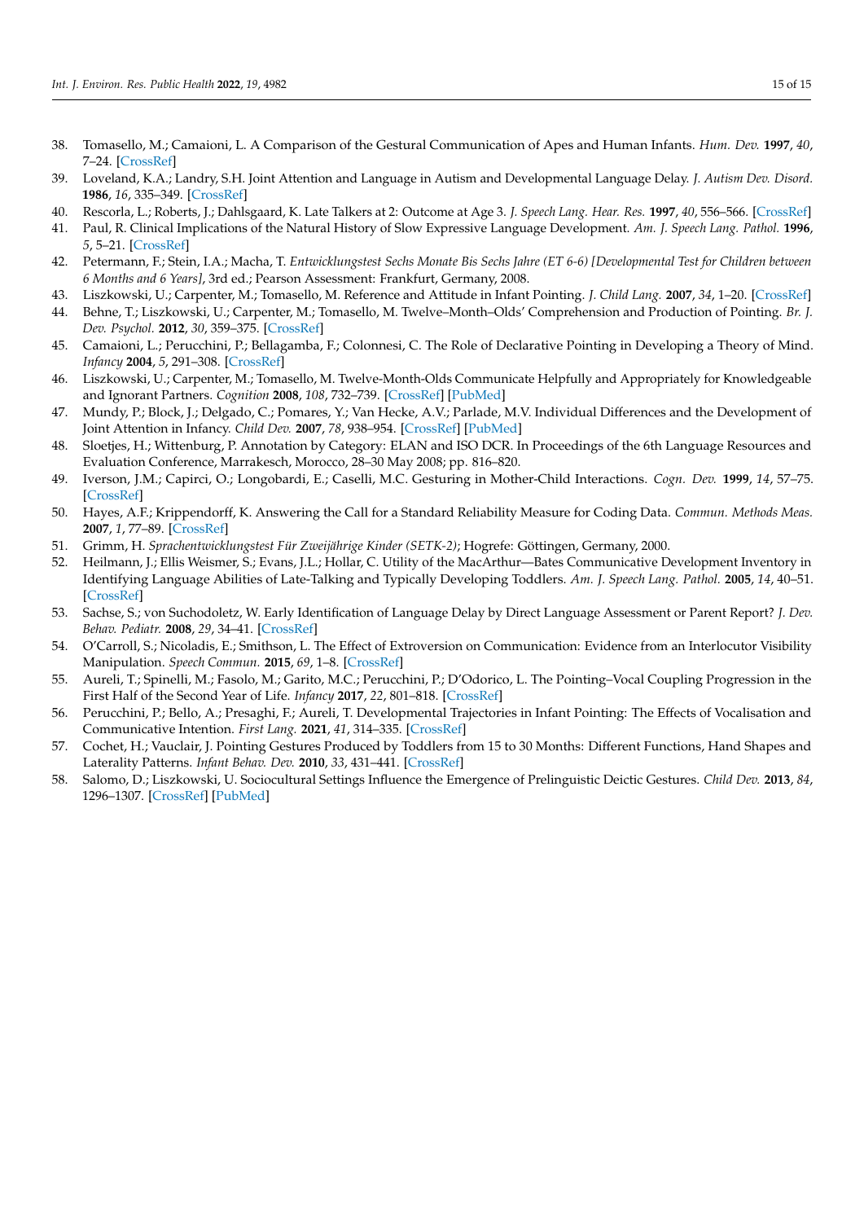38. Tomasello, M.; Camaioni, L. A Comparison of the Gestural Communication of Apes and Human Infants. *Hum. Dev.* **1997**, *40*, 7–24. [CrossRef]
39. Loveland, K.A.; Landry, S.H. Joint Attention and Language in Autism and Developmental Language Delay. *J. Autism Dev. Disord.* **1986**, *16*, 335–349. [CrossRef]
40. Rescorla, L.; Roberts, J.; Dahlsgaard, K. Late Talkers at 2: Outcome at Age 3. *J. Speech Lang. Hear. Res.* **1997**, *40*, 556–566. [CrossRef]
41. Paul, R. Clinical Implications of the Natural History of Slow Expressive Language Development. *Am. J. Speech Lang. Pathol.* **1996**, *5*, 5–21. [CrossRef]
42. Petermann, F.; Stein, I.A.; Macha, T. *Entwicklungstest Sechs Monate Bis Sechs Jahre (ET 6-6) [Developmental Test for Children between 6 Months and 6 Years]*, 3rd ed.; Pearson Assessment: Frankfurt, Germany, 2008.
43. Liszkowski, U.; Carpenter, M.; Tomasello, M. Reference and Attitude in Infant Pointing. *J. Child Lang.* **2007**, *34*, 1–20. [CrossRef]
44. Behne, T.; Liszkowski, U.; Carpenter, M.; Tomasello, M. Twelve–Month–Olds' Comprehension and Production of Pointing. *Br. J. Dev. Psychol.* **2012**, *30*, 359–375. [CrossRef]
45. Camaioni, L.; Perucchini, P.; Bellagamba, F.; Colonnesi, C. The Role of Declarative Pointing in Developing a Theory of Mind. *Infancy* **2004**, *5*, 291–308. [CrossRef]
46. Liszkowski, U.; Carpenter, M.; Tomasello, M. Twelve-Month-Olds Communicate Helpfully and Appropriately for Knowledgeable and Ignorant Partners. *Cognition* **2008**, *108*, 732–739. [CrossRef] [PubMed]
47. Mundy, P.; Block, J.; Delgado, C.; Pomares, Y.; Van Hecke, A.V.; Parlade, M.V. Individual Differences and the Development of Joint Attention in Infancy. *Child Dev.* **2007**, *78*, 938–954. [CrossRef] [PubMed]
48. Sloetjes, H.; Wittenburg, P. Annotation by Category: ELAN and ISO DCR. In Proceedings of the 6th Language Resources and Evaluation Conference, Marrakesch, Morocco, 28–30 May 2008; pp. 816–820.
49. Iverson, J.M.; Capirci, O.; Longobardi, E.; Caselli, M.C. Gesturing in Mother-Child Interactions. *Cogn. Dev.* **1999**, *14*, 57–75. [CrossRef]
50. Hayes, A.F.; Krippendorff, K. Answering the Call for a Standard Reliability Measure for Coding Data. *Commun. Methods Meas.* **2007**, *1*, 77–89. [CrossRef]
51. Grimm, H. *Sprachentwicklungstest Für Zweijährige Kinder (SETK-2)*; Hogrefe: Göttingen, Germany, 2000.
52. Heilmann, J.; Ellis Weismer, S.; Evans, J.L.; Hollar, C. Utility of the MacArthur—Bates Communicative Development Inventory in Identifying Language Abilities of Late-Talking and Typically Developing Toddlers. *Am. J. Speech Lang. Pathol.* **2005**, *14*, 40–51. [CrossRef]
53. Sachse, S.; von Suchodoletz, W. Early Identification of Language Delay by Direct Language Assessment or Parent Report? *J. Dev. Behav. Pediatr.* **2008**, *29*, 34–41. [CrossRef]
54. O'Carroll, S.; Nicoladis, E.; Smithson, L. The Effect of Extroversion on Communication: Evidence from an Interlocutor Visibility Manipulation. *Speech Commun.* **2015**, *69*, 1–8. [CrossRef]
55. Aureli, T.; Spinelli, M.; Fasolo, M.; Garito, M.C.; Perucchini, P.; D'Odorico, L. The Pointing–Vocal Coupling Progression in the First Half of the Second Year of Life. *Infancy* **2017**, *22*, 801–818. [CrossRef]
56. Perucchini, P.; Bello, A.; Presaghi, F.; Aureli, T. Developmental Trajectories in Infant Pointing: The Effects of Vocalisation and Communicative Intention. *First Lang.* **2021**, *41*, 314–335. [CrossRef]
57. Cochet, H.; Vauclair, J. Pointing Gestures Produced by Toddlers from 15 to 30 Months: Different Functions, Hand Shapes and Laterality Patterns. *Infant Behav. Dev.* **2010**, *33*, 431–441. [CrossRef]
58. Salomo, D.; Liszkowski, U. Sociocultural Settings Influence the Emergence of Prelinguistic Deictic Gestures. *Child Dev.* **2013**, *84*, 1296–1307. [CrossRef] [PubMed]